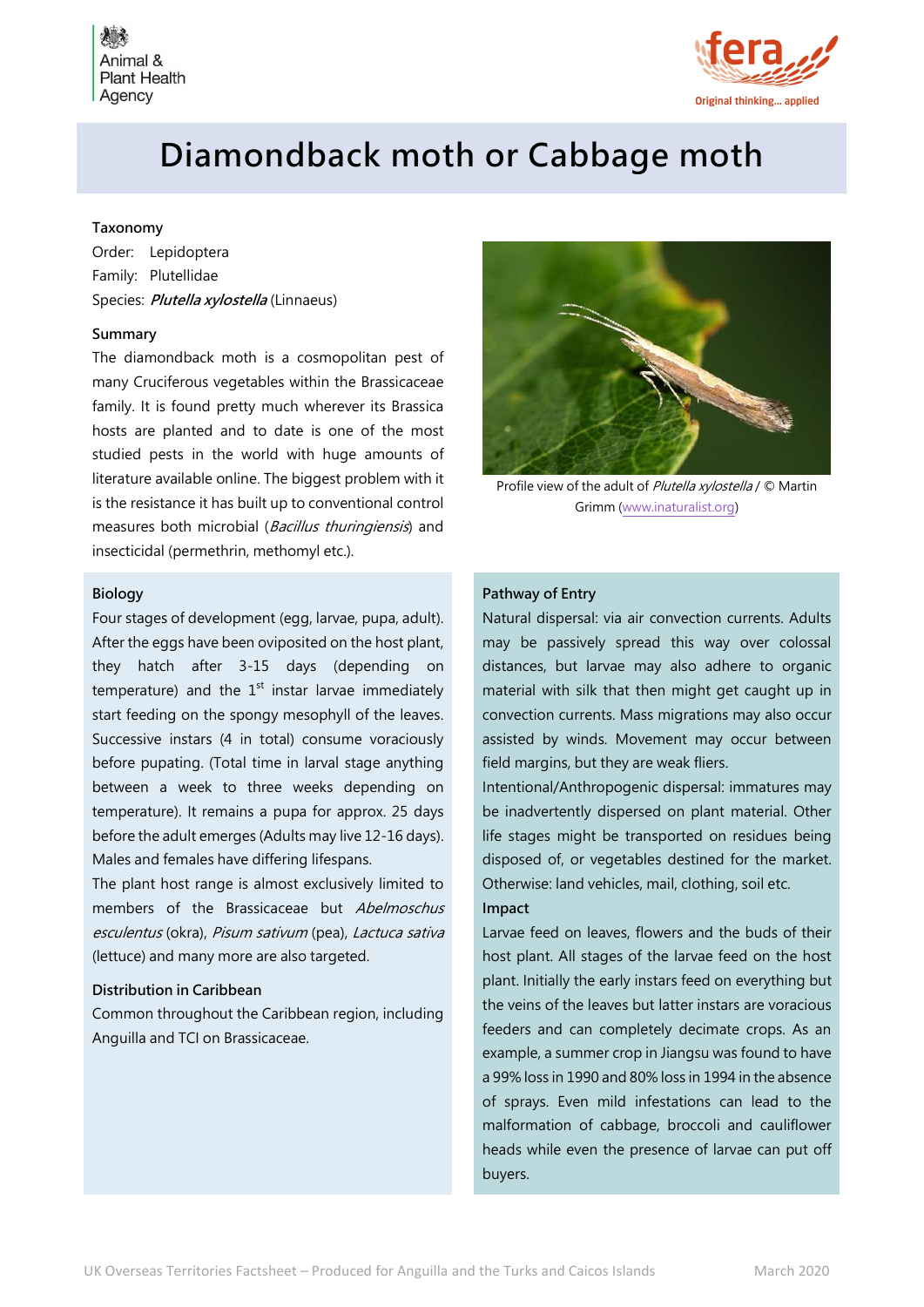# Diamondback moth or Cabbage moth

### Taxonomy

Order: Lepidoptera

Family: Plutellidae

Species: ***Plutella xylostella*** (Linnaeus)

### Summary

The diamondback moth is a cosmopolitan pest of many Cruciferous vegetables within the Brassicaceae family. It is found pretty much wherever its Brassica hosts are planted and to date is one of the most studied pests in the world with huge amounts of literature available online. The biggest problem with it is the resistance it has built up to conventional control measures both microbial (*Bacillus thuringiensis*) and insecticidal (permethrin, methomyl etc.).

Profile view of the adult of *Plutella xylostella* / © Martin Grimm (www.inaturalist.org)

### Biology

Four stages of development (egg, larvae, pupa, adult). After the eggs have been oviposited on the host plant, they hatch after 3-15 days (depending on temperature) and the 1st instar larvae immediately start feeding on the spongy mesophyll of the leaves. Successive instars (4 in total) consume voraciously before pupating. (Total time in larval stage anything between a week to three weeks depending on temperature). It remains a pupa for approx. 25 days before the adult emerges (Adults may live 12-16 days). Males and females have differing lifespans.

The plant host range is almost exclusively limited to members of the Brassicaceae but *Abelmoschus esculentus* (okra), *Pisum sativum* (pea), *Lactuca sativa* (lettuce) and many more are also targeted.

### Distribution in Caribbean

Common throughout the Caribbean region, including Anguilla and TCI on Brassicaceae.

### Pathway of Entry

Natural dispersal: via air convection currents. Adults may be passively spread this way over colossal distances, but larvae may also adhere to organic material with silk that then might get caught up in convection currents. Mass migrations may also occur assisted by winds. Movement may occur between field margins, but they are weak fliers.

Intentional/Anthropogenic dispersal: immatures may be inadvertently dispersed on plant material. Other life stages might be transported on residues being disposed of, or vegetables destined for the market. Otherwise: land vehicles, mail, clothing, soil etc.

### Impact

Larvae feed on leaves, flowers and the buds of their host plant. All stages of the larvae feed on the host plant. Initially the early instars feed on everything but the veins of the leaves but latter instars are voracious feeders and can completely decimate crops. As an example, a summer crop in Jiangsu was found to have a 99% loss in 1990 and 80% loss in 1994 in the absence of sprays. Even mild infestations can lead to the malformation of cabbage, broccoli and cauliflower heads while even the presence of larvae can put off buyers.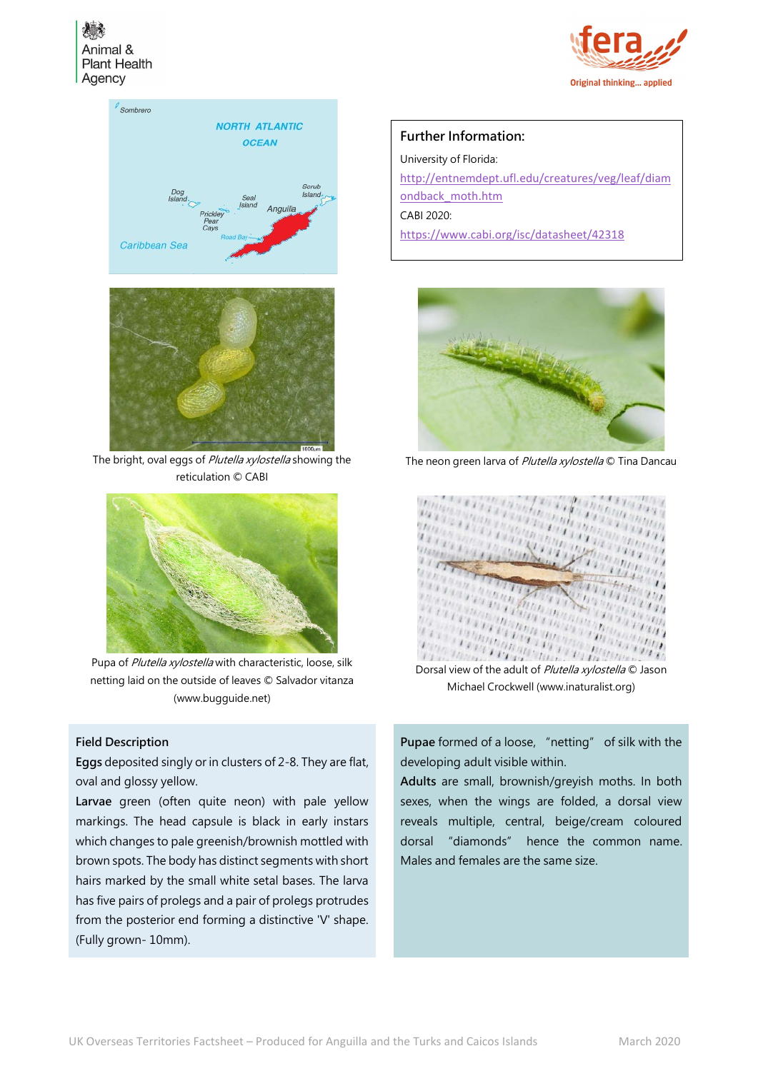## Further Information:

University of Florida:

http://entnemdept.ufl.edu/creatures/veg/leaf/diamondback_moth.htm

CABI 2020:

https://www.cabi.org/isc/datasheet/42318

The bright, oval eggs of *Plutella xylostella* showing the reticulation © CABI

The neon green larva of *Plutella xylostella* © Tina Dancau

Pupa of *Plutella xylostella* with characteristic, loose, silk netting laid on the outside of leaves © Salvador vitanza (www.bugguide.net)

Dorsal view of the adult of *Plutella xylostella* © Jason Michael Crockwell (www.inaturalist.org)

## Field Description

**Eggs** deposited singly or in clusters of 2-8. They are flat, oval and glossy yellow.

**Larvae** green (often quite neon) with pale yellow markings. The head capsule is black in early instars which changes to pale greenish/brownish mottled with brown spots. The body has distinct segments with short hairs marked by the small white setal bases. The larva has five pairs of prolegs and a pair of prolegs protrudes from the posterior end forming a distinctive 'V' shape. (Fully grown- 10mm).

**Pupae** formed of a loose, "netting" of silk with the developing adult visible within.

**Adults** are small, brownish/greyish moths. In both sexes, when the wings are folded, a dorsal view reveals multiple, central, beige/cream coloured dorsal "diamonds" hence the common name. Males and females are the same size.